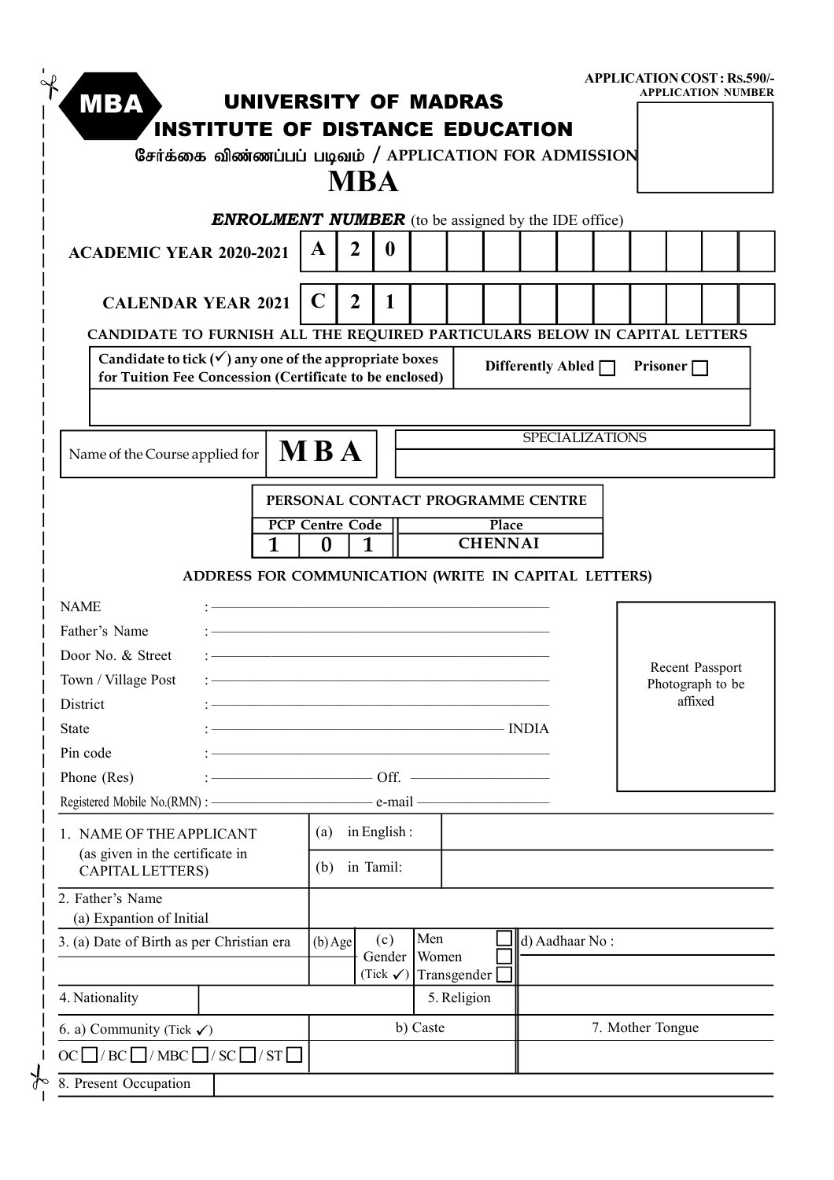**APPLICATION COST : Rs.590/-**

**APPLICATION NUMBER**

MBA

# UNIVERSITY OF MADRAS
## INSTITUTE OF DISTANCE EDUCATION

### சேர்க்கை விண்ணப்பப் படிவம் / APPLICATION FOR ADMISSION

# MBA

***ENROLMENT NUMBER*** (to be assigned by the IDE office)

| | | | | | | | | | | | | | |
|---|---|---|---|---|---|---|---|---|---|---|---|---|---|
| **ACADEMIC YEAR 2020-2021** | **A** | **2** | **0** | | | | | | | | | | |
| **CALENDAR YEAR 2021** | **C** | **2** | **1** | | | | | | | | | | |

**CANDIDATE TO FURNISH ALL THE REQUIRED PARTICULARS BELOW IN CAPITAL LETTERS**

| | |
|---|---|
| **Candidate to tick (✓) any one of the appropriate boxes for Tuition Fee Concession (Certificate to be enclosed)** | **Differently Abled** ☐ **Prisoner** ☐ |

| Name of the Course applied for | **M B A** | SPECIALIZATIONS |
|---|---|---|

**PERSONAL CONTACT PROGRAMME CENTRE**

| PCP Centre Code | | | Place |
|---|---|---|---|
| **1** | **0** | **1** | **CHENNAI** |

**ADDRESS FOR COMMUNICATION (WRITE IN CAPITAL LETTERS)**

NAME :

Father's Name :

Door No. & Street :

Town / Village Post :

District :

State : INDIA

Pin code :

Phone (Res) : Off.

Registered Mobile No.(RMN) : e-mail

Recent Passport Photograph to be affixed

| | | | | |
|---|---|---|---|---|
| 1. NAME OF THE APPLICANT (as given in the certificate in CAPITAL LETTERS) | (a) in English : | | | |
| | (b) in Tamil: | | | |
| 2. Father's Name (a) Expantion of Initial | | | | |
| 3. (a) Date of Birth as per Christian era | (b) Age | (c) Gender (Tick ✓) | Men ☐ Women ☐ Transgender ☐ | d) Aadhaar No : |
| 4. Nationality | | | 5. Religion | |
| 6. a) Community (Tick ✓) OC ☐ / BC ☐ / MBC ☐ / SC ☐ / ST ☐ | b) Caste | | | 7. Mother Tongue |
| 8. Present Occupation | | | | |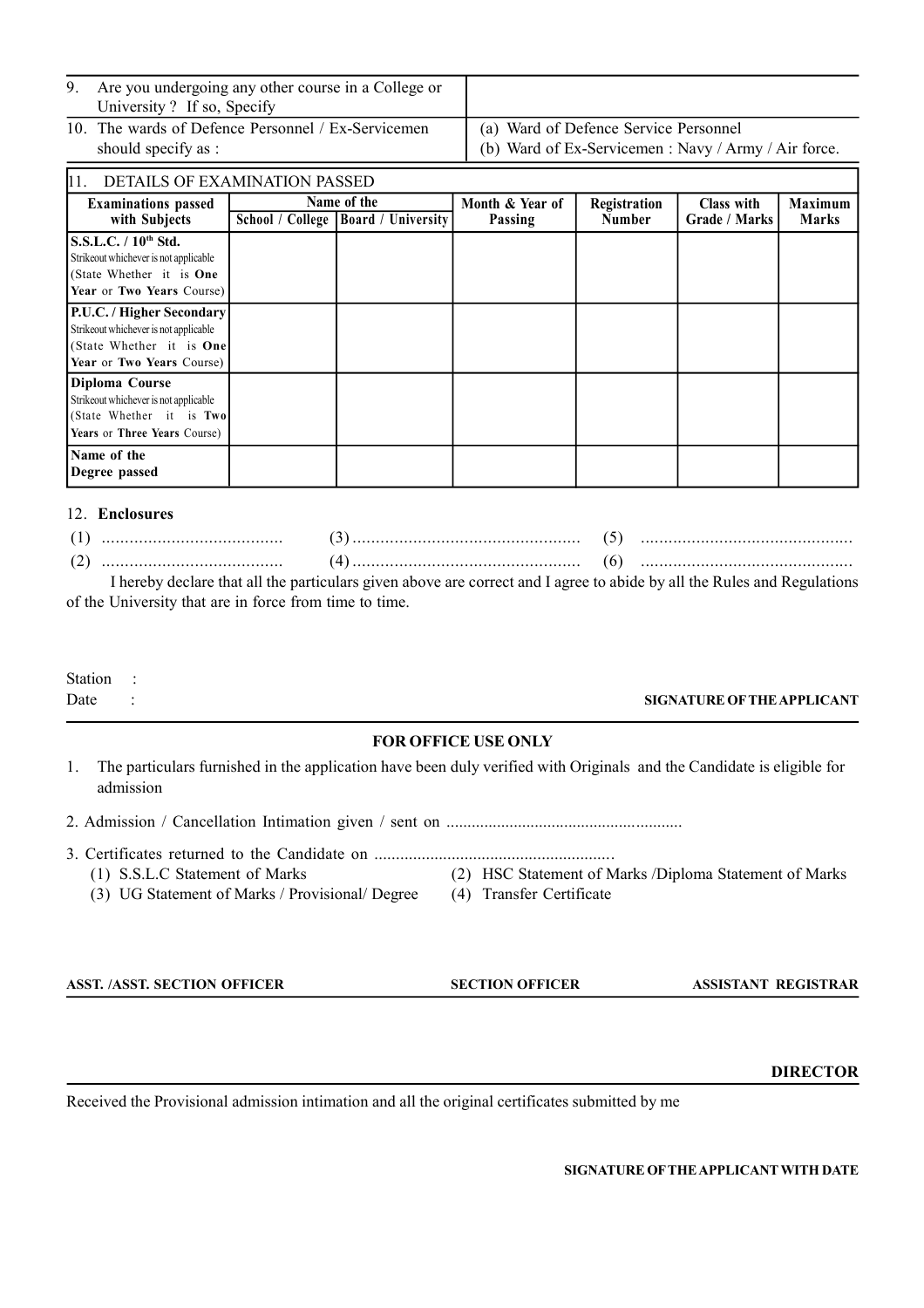| | |
|---|---|
| 9. Are you undergoing any other course in a College or University ? If so, Specify | |
| 10. The wards of Defence Personnel / Ex-Servicemen should specify as : | (a) Ward of Defence Service Personnel<br>(b) Ward of Ex-Servicemen : Navy / Army / Air force. |

11. DETAILS OF EXAMINATION PASSED

| Examinations passed with Subjects | Name of the School / College | Name of the Board / University | Month & Year of Passing | Registration Number | Class with Grade / Marks | Maximum Marks |
|---|---|---|---|---|---|---|
| **S.S.L.C. / 10th Std.** Strikeout whichever is not applicable (State Whether it is **One Year** or **Two Years** Course) | | | | | | |
| **P.U.C. / Higher Secondary** Strikeout whichever is not applicable (State Whether it is **One Year** or **Two Years** Course) | | | | | | |
| **Diploma Course** Strikeout whichever is not applicable (State Whether it is **Two Years** or **Three Years** Course) | | | | | | |
| **Name of the Degree passed** | | | | | | |

12. **Enclosures**

(1) ....................................... (3) ................................................. (5) .............................................

(2) ....................................... (4) ................................................. (6) .............................................

I hereby declare that all the particulars given above are correct and I agree to abide by all the Rules and Regulations of the University that are in force from time to time.

Station :

Date :

**SIGNATURE OF THE APPLICANT**

---

**FOR OFFICE USE ONLY**

1. The particulars furnished in the application have been duly verified with Originals and the Candidate is eligible for admission

2. Admission / Cancellation Intimation given / sent on ........................................................

3. Certificates returned to the Candidate on ........................................................
   - (1) S.S.L.C Statement of Marks
   - (2) HSC Statement of Marks /Diploma Statement of Marks
   - (3) UG Statement of Marks / Provisional/ Degree
   - (4) Transfer Certificate

**ASST. /ASST. SECTION OFFICER** **SECTION OFFICER** **ASSISTANT REGISTRAR**

---

**DIRECTOR**

---

Received the Provisional admission intimation and all the original certificates submitted by me

**SIGNATURE OF THE APPLICANT WITH DATE**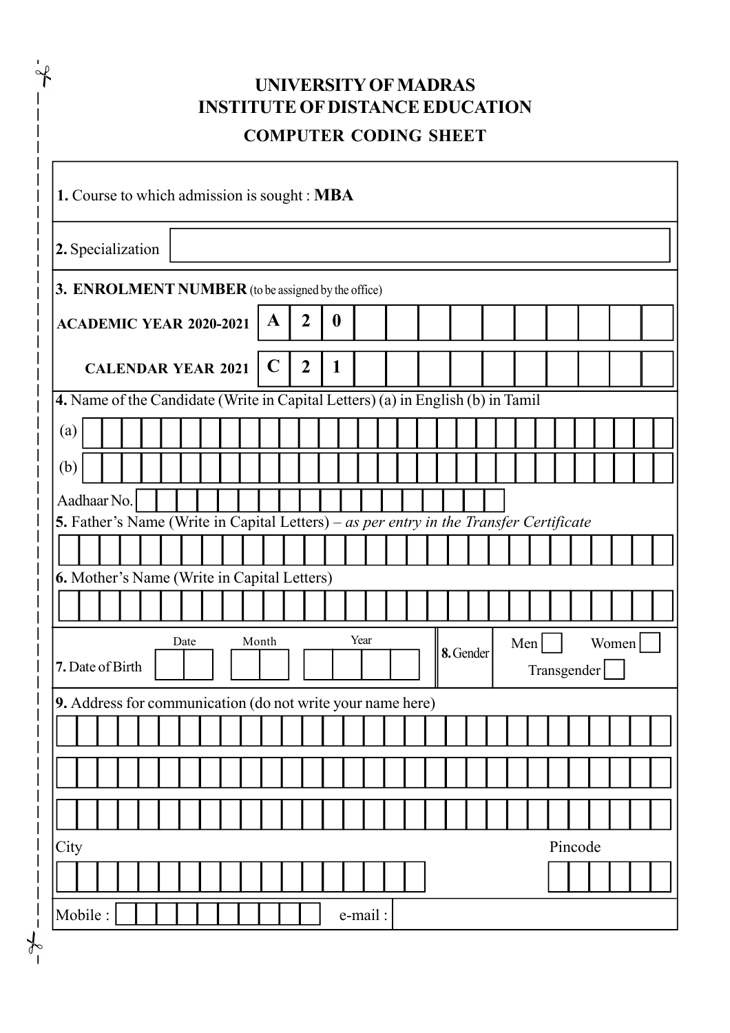# UNIVERSITY OF MADRAS
## INSTITUTE OF DISTANCE EDUCATION
### COMPUTER CODING SHEET

**1.** Course to which admission is sought : **MBA**

**2.** Specialization

**3. ENROLMENT NUMBER** (to be assigned by the office)

| **ACADEMIC YEAR 2020-2021** | **A** | **2** | **0** | | | | | | | | | |
|---|---|---|---|---|---|---|---|---|---|---|---|---|
| **CALENDAR YEAR 2021** | **C** | **2** | **1** | | | | | | | | | |

**4.** Name of the Candidate (Write in Capital Letters) (a) in English (b) in Tamil

(a)

(b)

Aadhaar No.

**5.** Father's Name (Write in Capital Letters) – *as per entry in the Transfer Certificate*

**6.** Mother's Name (Write in Capital Letters)

**7.** Date of Birth — Date | Month | Year

**8.** Gender — Men ☐ Women ☐ Transgender ☐

**9.** Address for communication (do not write your name here)

City

Pincode

Mobile :

e-mail :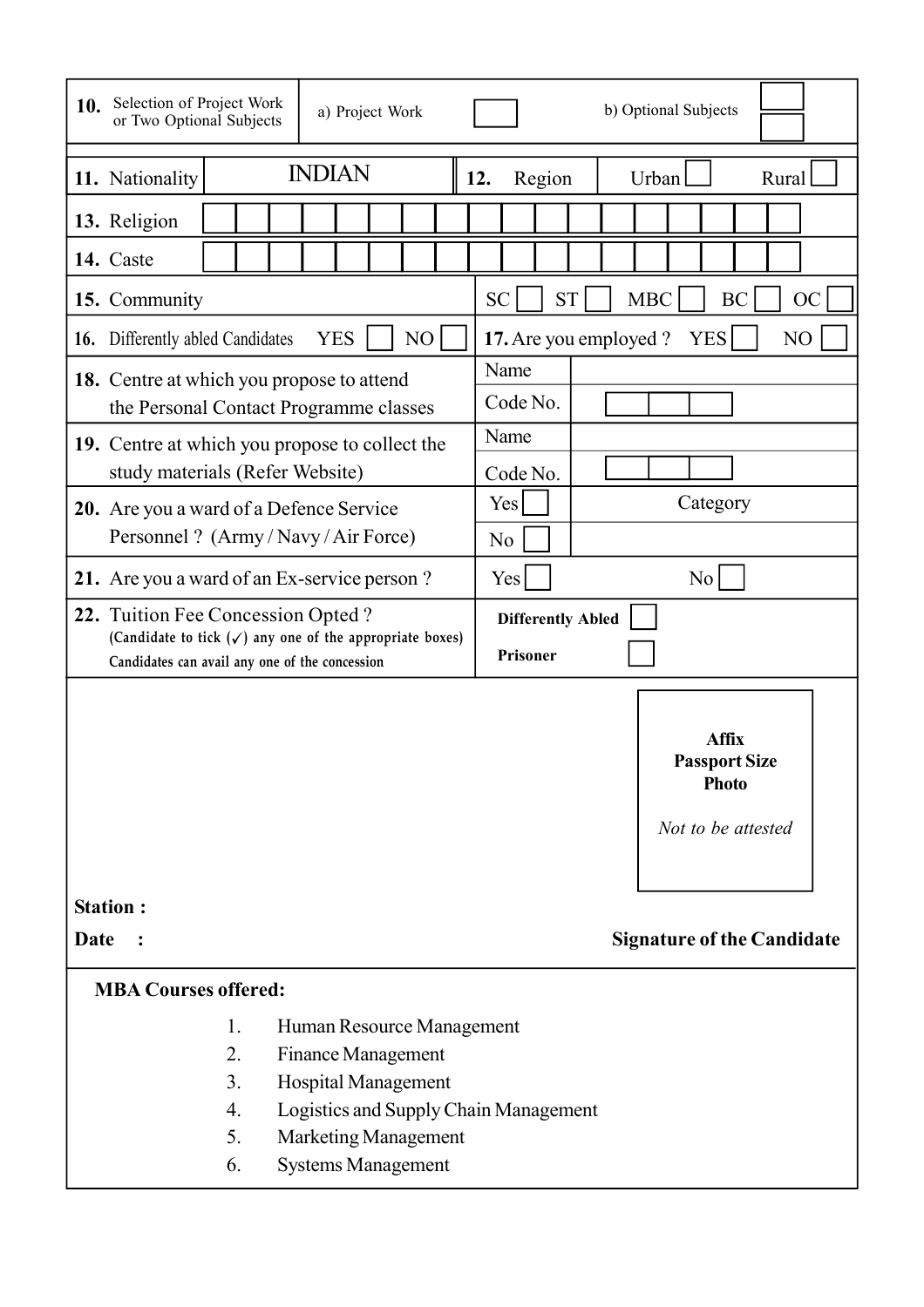| **10.** Selection of Project Work or Two Optional Subjects | a) Project Work ☐ | b) Optional Subjects ☐ ☐ |
|---|---|---|

| **11.** Nationality | INDIAN | **12.** Region | Urban ☐ | Rural ☐ |
|---|---|---|---|---|

| **13.** Religion | |
|---|---|
| **14.** Caste | |

| **15.** Community | SC ☐ ST ☐ MBC ☐ BC ☐ OC ☐ |
|---|---|
| **16.** Differently abled Candidates YES ☐ NO ☐ | **17.** Are you employed ? YES ☐ NO ☐ |

| | | |
|---|---|---|
| **18.** Centre at which you propose to attend the Personal Contact Programme classes | Name | |
| | Code No. | |
| **19.** Centre at which you propose to collect the study materials (Refer Website) | Name | |
| | Code No. | |
| **20.** Are you a ward of a Defence Service Personnel ? (Army / Navy / Air Force) | Yes ☐ | Category |
| | No ☐ | |
| **21.** Are you a ward of an Ex-service person ? | Yes ☐ | No ☐ |
| **22.** Tuition Fee Concession Opted ? (Candidate to tick (✓) any one of the appropriate boxes) Candidates can avail any one of the concession | **Differently Abled** ☐ | |
| | **Prisoner** ☐ | |

**Affix Passport Size Photo**

*Not to be attested*

**Station :**

**Date :**

**Signature of the Candidate**

**MBA Courses offered:**

1. Human Resource Management
2. Finance Management
3. Hospital Management
4. Logistics and Supply Chain Management
5. Marketing Management
6. Systems Management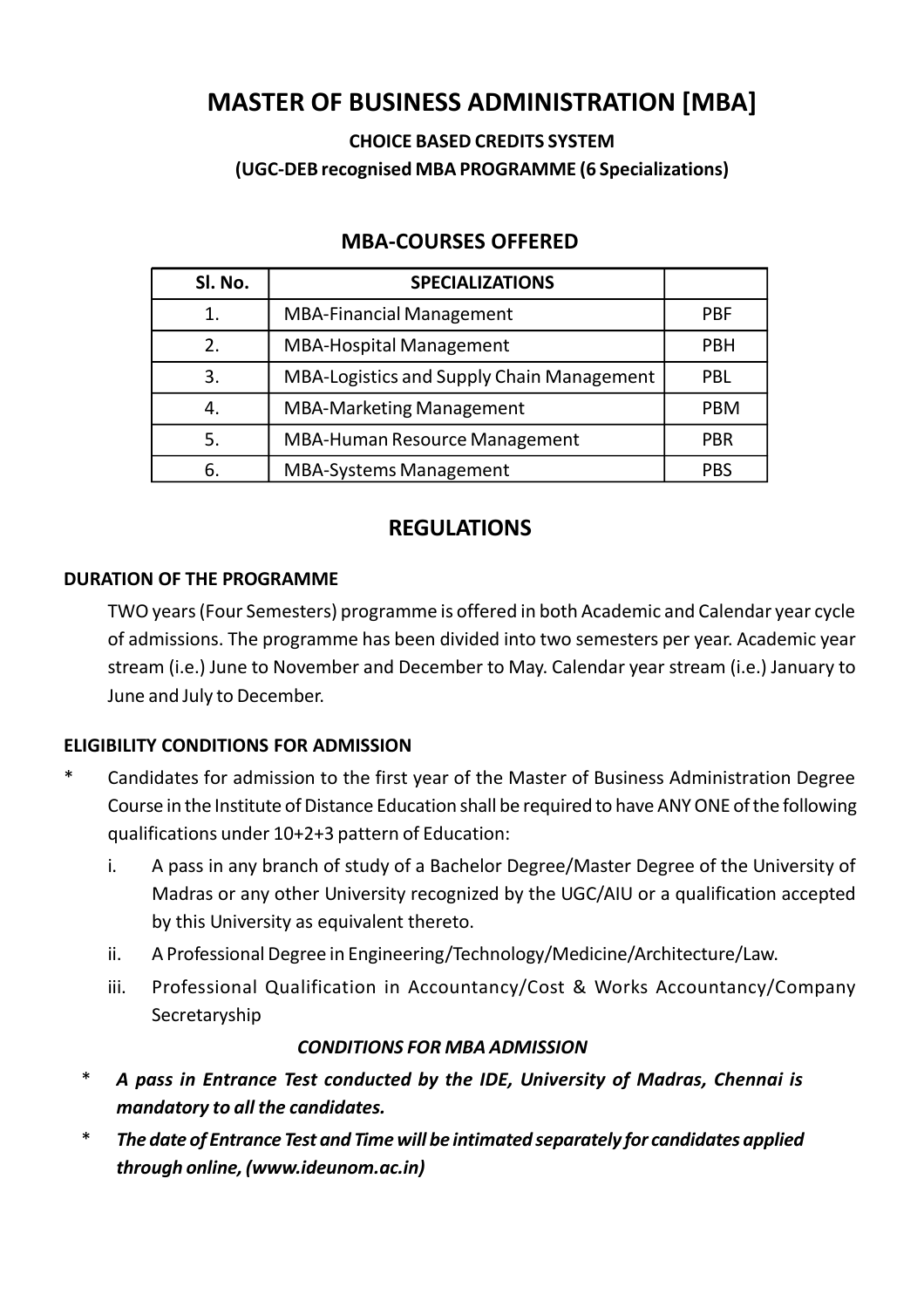# MASTER OF BUSINESS ADMINISTRATION [MBA]

**CHOICE BASED CREDITS SYSTEM**

**(UGC-DEB recognised MBA PROGRAMME (6 Specializations)**

## MBA-COURSES OFFERED

| Sl. No. | SPECIALIZATIONS | |
|---|---|---|
| 1. | MBA-Financial Management | PBF |
| 2. | MBA-Hospital Management | PBH |
| 3. | MBA-Logistics and Supply Chain Management | PBL |
| 4. | MBA-Marketing Management | PBM |
| 5. | MBA-Human Resource Management | PBR |
| 6. | MBA-Systems Management | PBS |

## REGULATIONS

### DURATION OF THE PROGRAMME

TWO years (Four Semesters) programme is offered in both Academic and Calendar year cycle of admissions. The programme has been divided into two semesters per year. Academic year stream (i.e.) June to November and December to May. Calendar year stream (i.e.) January to June and July to December.

### ELIGIBILITY CONDITIONS FOR ADMISSION

* Candidates for admission to the first year of the Master of Business Administration Degree Course in the Institute of Distance Education shall be required to have ANY ONE of the following qualifications under 10+2+3 pattern of Education:
  - i. A pass in any branch of study of a Bachelor Degree/Master Degree of the University of Madras or any other University recognized by the UGC/AIU or a qualification accepted by this University as equivalent thereto.
  - ii. A Professional Degree in Engineering/Technology/Medicine/Architecture/Law.
  - iii. Professional Qualification in Accountancy/Cost & Works Accountancy/Company Secretaryship

***CONDITIONS FOR MBA ADMISSION***

* ***A pass in Entrance Test conducted by the IDE, University of Madras, Chennai is mandatory to all the candidates.***
* ***The date of Entrance Test and Time will be intimated separately for candidates applied through online, (www.ideunom.ac.in)***